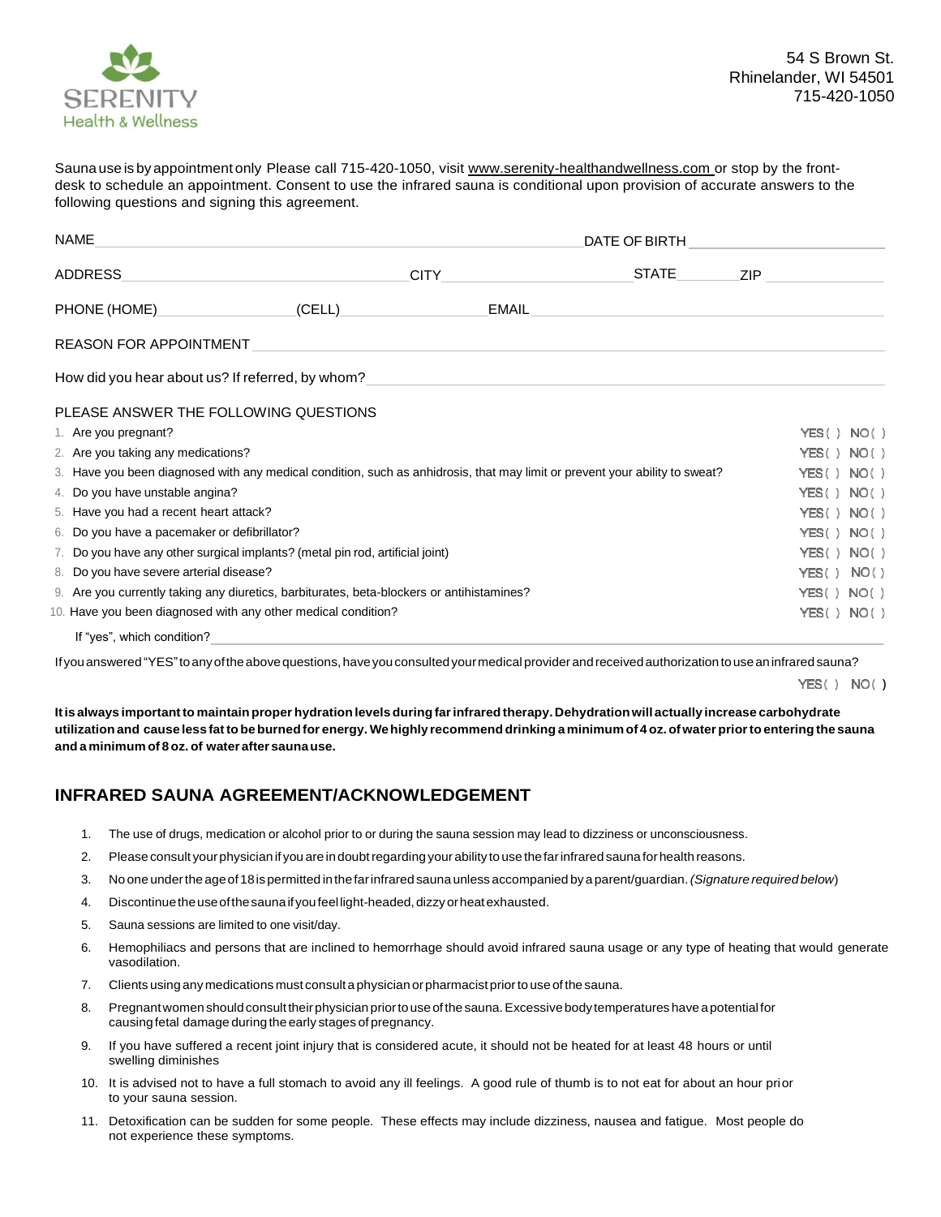SERENITY
Health & Wellness

54 S Brown St.
Rhinelander, WI 54501
715-420-1050

Sauna use is by appointment only Please call 715-420-1050, visit www.serenity-healthandwellness.com or stop by the front-desk to schedule an appointment. Consent to use the infrared sauna is conditional upon provision of accurate answers to the following questions and signing this agreement.

NAME ______________________________ DATE OF BIRTH ______________

ADDRESS ______________ CITY ______________ STATE ______ ZIP ______

PHONE (HOME) ______________ (CELL) ______________ EMAIL ______________

REASON FOR APPOINTMENT ______________________________

How did you hear about us? If referred, by whom? ______________________________

PLEASE ANSWER THE FOLLOWING QUESTIONS

1. Are you pregnant? YES ( ) NO ( )
2. Are you taking any medications? YES ( ) NO ( )
3. Have you been diagnosed with any medical condition, such as anhidrosis, that may limit or prevent your ability to sweat? YES ( ) NO ( )
4. Do you have unstable angina? YES ( ) NO ( )
5. Have you had a recent heart attack? YES ( ) NO ( )
6. Do you have a pacemaker or defibrillator? YES ( ) NO ( )
7. Do you have any other surgical implants? (metal pin rod, artificial joint) YES ( ) NO ( )
8. Do you have severe arterial disease? YES ( ) NO ( )
9. Are you currently taking any diuretics, barbiturates, beta-blockers or antihistamines? YES ( ) NO ( )
10. Have you been diagnosed with any other medical condition? YES ( ) NO ( )

If "yes", which condition? ______________________________

If you answered "YES" to any of the above questions, have you consulted your medical provider and received authorization to use an infrared sauna?

YES ( ) NO ( )

**It is always important to maintain proper hydration levels during far infrared therapy. Dehydration will actually increase carbohydrate utilization and cause less fat to be burned for energy. We highly recommend drinking a minimum of 4 oz. of water prior to entering the sauna and a minimum of 8 oz. of water after sauna use.**

## INFRARED SAUNA AGREEMENT/ACKNOWLEDGEMENT

1. The use of drugs, medication or alcohol prior to or during the sauna session may lead to dizziness or unconsciousness.
2. Please consult your physician if you are in doubt regarding your ability to use the far infrared sauna for health reasons.
3. No one under the age of 18 is permitted in the far infrared sauna unless accompanied by a parent/guardian. *(Signature required below)*
4. Discontinue the use of the sauna if you feel light-headed, dizzy or heat exhausted.
5. Sauna sessions are limited to one visit/day.
6. Hemophiliacs and persons that are inclined to hemorrhage should avoid infrared sauna usage or any type of heating that would generate vasodilation.
7. Clients using any medications must consult a physician or pharmacist prior to use of the sauna.
8. Pregnant women should consult their physician prior to use of the sauna. Excessive body temperatures have a potential for causing fetal damage during the early stages of pregnancy.
9. If you have suffered a recent joint injury that is considered acute, it should not be heated for at least 48 hours or until swelling diminishes
10. It is advised not to have a full stomach to avoid any ill feelings. A good rule of thumb is to not eat for about an hour prior to your sauna session.
11. Detoxification can be sudden for some people. These effects may include dizziness, nausea and fatigue. Most people do not experience these symptoms.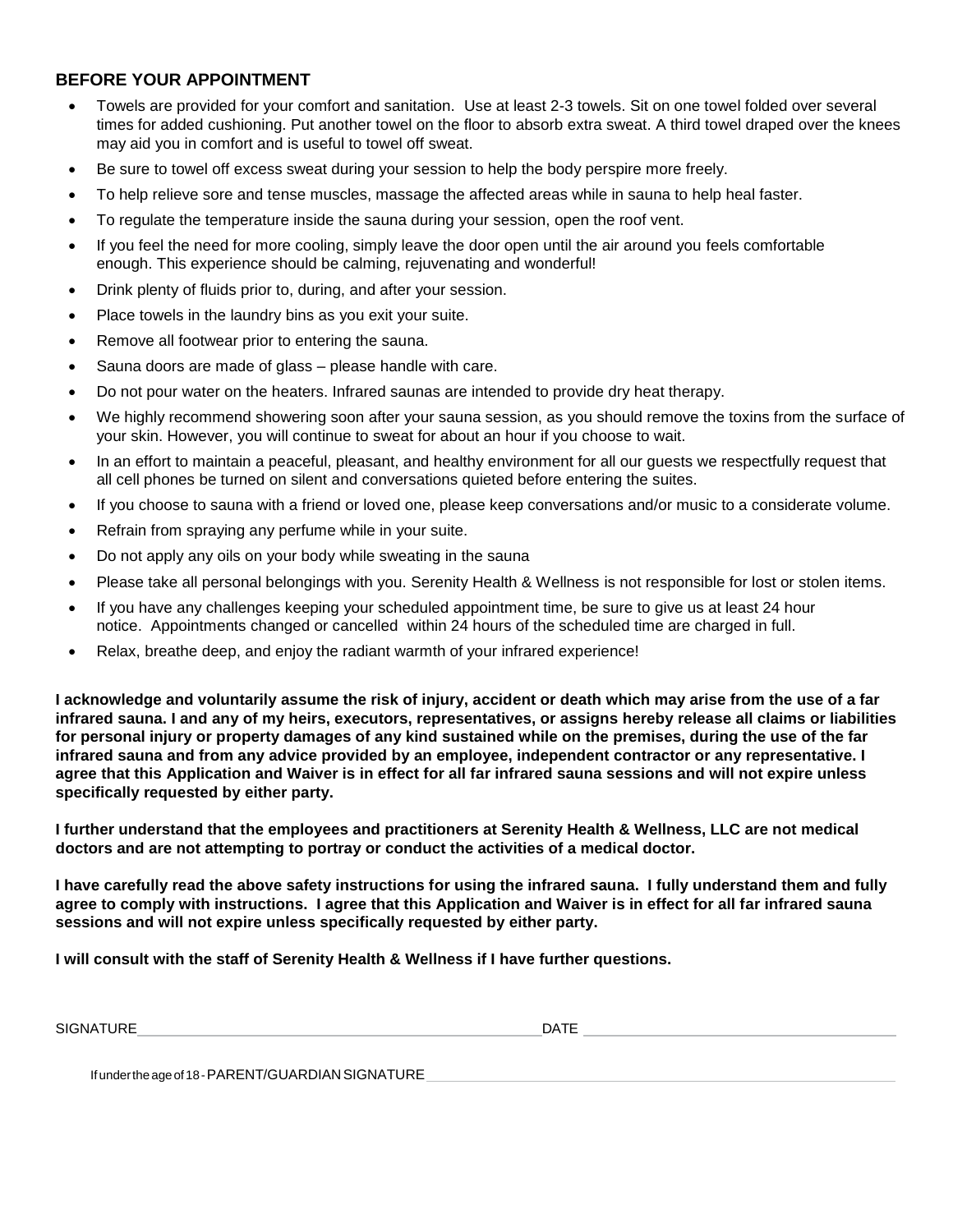## BEFORE YOUR APPOINTMENT

- Towels are provided for your comfort and sanitation. Use at least 2-3 towels. Sit on one towel folded over several times for added cushioning. Put another towel on the floor to absorb extra sweat. A third towel draped over the knees may aid you in comfort and is useful to towel off sweat.
- Be sure to towel off excess sweat during your session to help the body perspire more freely.
- To help relieve sore and tense muscles, massage the affected areas while in sauna to help heal faster.
- To regulate the temperature inside the sauna during your session, open the roof vent.
- If you feel the need for more cooling, simply leave the door open until the air around you feels comfortable enough. This experience should be calming, rejuvenating and wonderful!
- Drink plenty of fluids prior to, during, and after your session.
- Place towels in the laundry bins as you exit your suite.
- Remove all footwear prior to entering the sauna.
- Sauna doors are made of glass – please handle with care.
- Do not pour water on the heaters. Infrared saunas are intended to provide dry heat therapy.
- We highly recommend showering soon after your sauna session, as you should remove the toxins from the surface of your skin. However, you will continue to sweat for about an hour if you choose to wait.
- In an effort to maintain a peaceful, pleasant, and healthy environment for all our guests we respectfully request that all cell phones be turned on silent and conversations quieted before entering the suites.
- If you choose to sauna with a friend or loved one, please keep conversations and/or music to a considerate volume.
- Refrain from spraying any perfume while in your suite.
- Do not apply any oils on your body while sweating in the sauna
- Please take all personal belongings with you. Serenity Health & Wellness is not responsible for lost or stolen items.
- If you have any challenges keeping your scheduled appointment time, be sure to give us at least 24 hour notice. Appointments changed or cancelled within 24 hours of the scheduled time are charged in full.
- Relax, breathe deep, and enjoy the radiant warmth of your infrared experience!

**I acknowledge and voluntarily assume the risk of injury, accident or death which may arise from the use of a far infrared sauna. I and any of my heirs, executors, representatives, or assigns hereby release all claims or liabilities for personal injury or property damages of any kind sustained while on the premises, during the use of the far infrared sauna and from any advice provided by an employee, independent contractor or any representative. I agree that this Application and Waiver is in effect for all far infrared sauna sessions and will not expire unless specifically requested by either party.**

**I further understand that the employees and practitioners at Serenity Health & Wellness, LLC are not medical doctors and are not attempting to portray or conduct the activities of a medical doctor.**

**I have carefully read the above safety instructions for using the infrared sauna. I fully understand them and fully agree to comply with instructions. I agree that this Application and Waiver is in effect for all far infrared sauna sessions and will not expire unless specifically requested by either party.**

**I will consult with the staff of Serenity Health & Wellness if I have further questions.**

SIGNATURE\_\_\_\_\_\_\_\_\_\_\_\_\_\_\_\_\_\_\_\_\_\_\_\_\_\_\_\_\_\_\_\_\_\_\_\_\_\_\_\_ DATE \_\_\_\_\_\_\_\_\_\_\_\_\_\_\_\_\_\_\_\_\_\_\_\_\_\_\_\_\_\_

If under the age of 18 - PARENT/GUARDIAN SIGNATURE \_\_\_\_\_\_\_\_\_\_\_\_\_\_\_\_\_\_\_\_\_\_\_\_\_\_\_\_\_\_\_\_\_\_\_\_\_\_\_\_